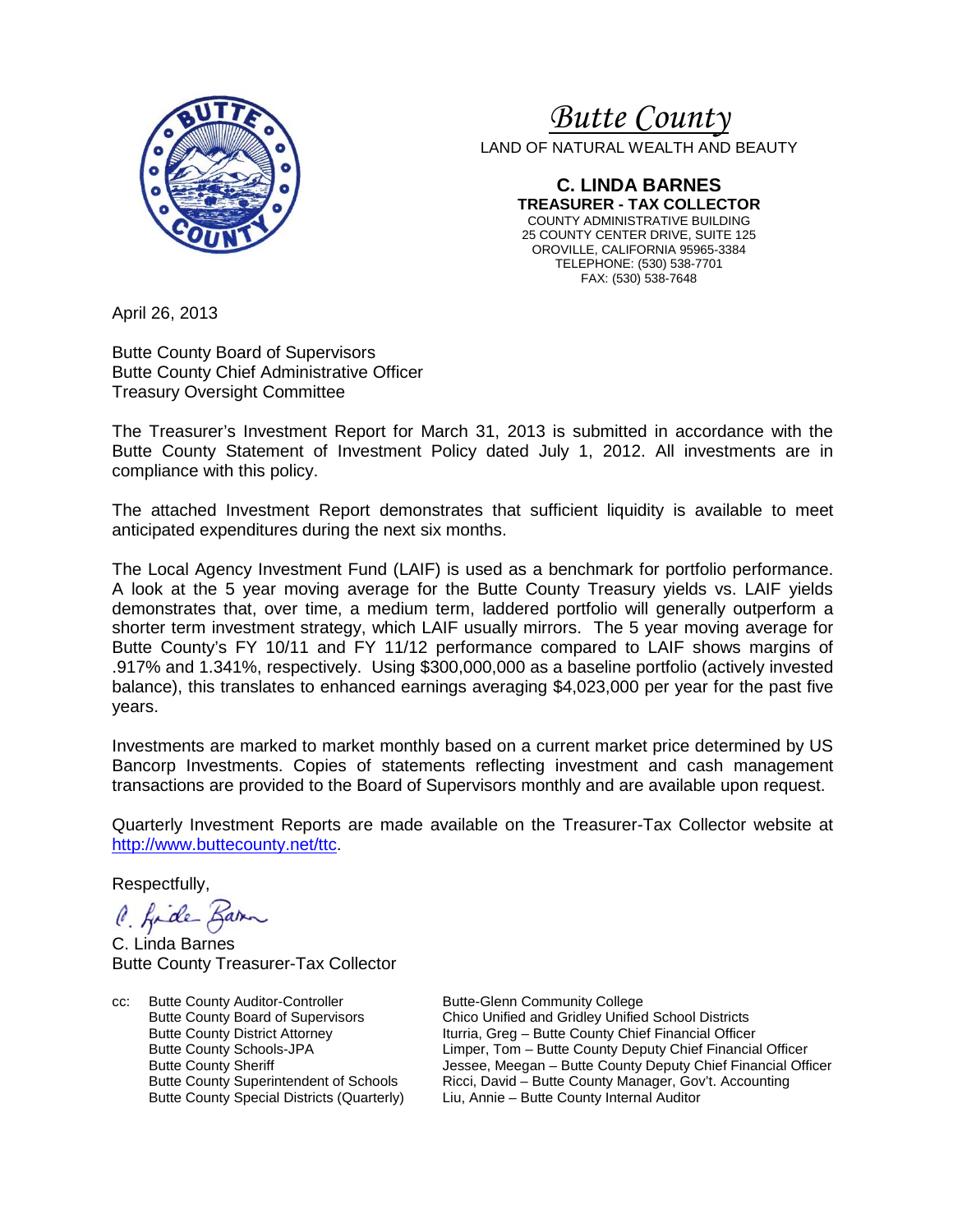# *Butte County*

LAND OF NATURAL WEALTH AND BEAUTY

**C. LINDA BARNES**
**TREASURER - TAX COLLECTOR**
COUNTY ADMINISTRATIVE BUILDING
25 COUNTY CENTER DRIVE, SUITE 125
OROVILLE, CALIFORNIA 95965-3384
TELEPHONE: (530) 538-7701
FAX: (530) 538-7648

April 26, 2013

Butte County Board of Supervisors
Butte County Chief Administrative Officer
Treasury Oversight Committee

The Treasurer's Investment Report for March 31, 2013 is submitted in accordance with the Butte County Statement of Investment Policy dated July 1, 2012. All investments are in compliance with this policy.

The attached Investment Report demonstrates that sufficient liquidity is available to meet anticipated expenditures during the next six months.

The Local Agency Investment Fund (LAIF) is used as a benchmark for portfolio performance. A look at the 5 year moving average for the Butte County Treasury yields vs. LAIF yields demonstrates that, over time, a medium term, laddered portfolio will generally outperform a shorter term investment strategy, which LAIF usually mirrors. The 5 year moving average for Butte County's FY 10/11 and FY 11/12 performance compared to LAIF shows margins of .917% and 1.341%, respectively. Using $300,000,000 as a baseline portfolio (actively invested balance), this translates to enhanced earnings averaging $4,023,000 per year for the past five years.

Investments are marked to market monthly based on a current market price determined by US Bancorp Investments. Copies of statements reflecting investment and cash management transactions are provided to the Board of Supervisors monthly and are available upon request.

Quarterly Investment Reports are made available on the Treasurer-Tax Collector website at [http://www.buttecounty.net/ttc](http://www.buttecounty.net/ttc).

Respectfully,

C. Linda Barnes
Butte County Treasurer-Tax Collector

cc:
Butte County Auditor-Controller
Butte County Board of Supervisors
Butte County District Attorney
Butte County Schools-JPA
Butte County Sheriff
Butte County Superintendent of Schools
Butte County Special Districts (Quarterly)
Butte-Glenn Community College
Chico Unified and Gridley Unified School Districts
Iturria, Greg – Butte County Chief Financial Officer
Limper, Tom – Butte County Deputy Chief Financial Officer
Jessee, Meegan – Butte County Deputy Chief Financial Officer
Ricci, David – Butte County Manager, Gov't. Accounting
Liu, Annie – Butte County Internal Auditor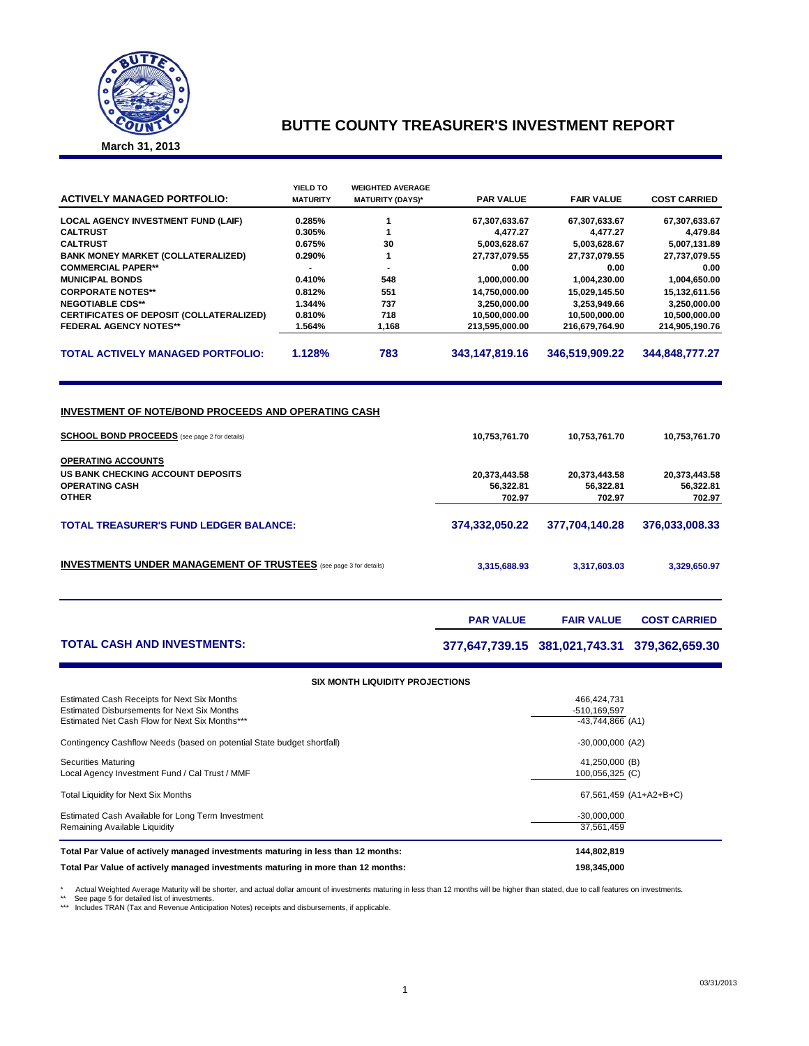# BUTTE COUNTY TREASURER'S INVESTMENT REPORT

**March 31, 2013**

| ACTIVELY MANAGED PORTFOLIO: | YIELD TO MATURITY | WEIGHTED AVERAGE MATURITY (DAYS)* | PAR VALUE | FAIR VALUE | COST CARRIED |
|---|---|---|---|---|---|
| LOCAL AGENCY INVESTMENT FUND (LAIF) | 0.285% | 1 | 67,307,633.67 | 67,307,633.67 | 67,307,633.67 |
| CALTRUST | 0.305% | 1 | 4,477.27 | 4,477.27 | 4,479.84 |
| CALTRUST | 0.675% | 30 | 5,003,628.67 | 5,003,628.67 | 5,007,131.89 |
| BANK MONEY MARKET (COLLATERALIZED) | 0.290% | 1 | 27,737,079.55 | 27,737,079.55 | 27,737,079.55 |
| COMMERCIAL PAPER** | - | - | 0.00 | 0.00 | 0.00 |
| MUNICIPAL BONDS | 0.410% | 548 | 1,000,000.00 | 1,004,230.00 | 1,004,650.00 |
| CORPORATE NOTES** | 0.812% | 551 | 14,750,000.00 | 15,029,145.50 | 15,132,611.56 |
| NEGOTIABLE CDS** | 1.344% | 737 | 3,250,000.00 | 3,253,949.66 | 3,250,000.00 |
| CERTIFICATES OF DEPOSIT (COLLATERALIZED) | 0.810% | 718 | 10,500,000.00 | 10,500,000.00 | 10,500,000.00 |
| FEDERAL AGENCY NOTES** | 1.564% | 1,168 | 213,595,000.00 | 216,679,764.90 | 214,905,190.76 |
| **TOTAL ACTIVELY MANAGED PORTFOLIO:** | **1.128%** | **783** | **343,147,819.16** | **346,519,909.22** | **344,848,777.27** |

## INVESTMENT OF NOTE/BOND PROCEEDS AND OPERATING CASH

| | PAR VALUE | FAIR VALUE | COST CARRIED |
|---|---|---|---|
| **SCHOOL BOND PROCEEDS** (see page 2 for details) | 10,753,761.70 | 10,753,761.70 | 10,753,761.70 |
| **OPERATING ACCOUNTS** | | | |
| US BANK CHECKING ACCOUNT DEPOSITS | 20,373,443.58 | 20,373,443.58 | 20,373,443.58 |
| OPERATING CASH | 56,322.81 | 56,322.81 | 56,322.81 |
| OTHER | 702.97 | 702.97 | 702.97 |
| **TOTAL TREASURER'S FUND LEDGER BALANCE:** | **374,332,050.22** | **377,704,140.28** | **376,033,008.33** |
| **INVESTMENTS UNDER MANAGEMENT OF TRUSTEES** (see page 3 for details) | 3,315,688.93 | 3,317,603.03 | 3,329,650.97 |

| | PAR VALUE | FAIR VALUE | COST CARRIED |
|---|---|---|---|
| **TOTAL CASH AND INVESTMENTS:** | **377,647,739.15** | **381,021,743.31** | **379,362,659.30** |

### SIX MONTH LIQUIDITY PROJECTIONS

| | | |
|---|---|---|
| Estimated Cash Receipts for Next Six Months | 466,424,731 | |
| Estimated Disbursements for Next Six Months | -510,169,597 | |
| Estimated Net Cash Flow for Next Six Months*** | -43,744,866 | (A1) |
| Contingency Cashflow Needs (based on potential State budget shortfall) | -30,000,000 | (A2) |
| Securities Maturing | 41,250,000 | (B) |
| Local Agency Investment Fund / Cal Trust / MMF | 100,056,325 | (C) |
| Total Liquidity for Next Six Months | 67,561,459 | (A1+A2+B+C) |
| Estimated Cash Available for Long Term Investment | -30,000,000 | |
| Remaining Available Liquidity | 37,561,459 | |

| | |
|---|---|
| **Total Par Value of actively managed investments maturing in less than 12 months:** | **144,802,819** |
| **Total Par Value of actively managed investments maturing in more than 12 months:** | **198,345,000** |

\* Actual Weighted Average Maturity will be shorter, and actual dollar amount of investments maturing in less than 12 months will be higher than stated, due to call features on investments.

\*\* See page 5 for detailed list of investments.

\*\*\* Includes TRAN (Tax and Revenue Anticipation Notes) receipts and disbursements, if applicable.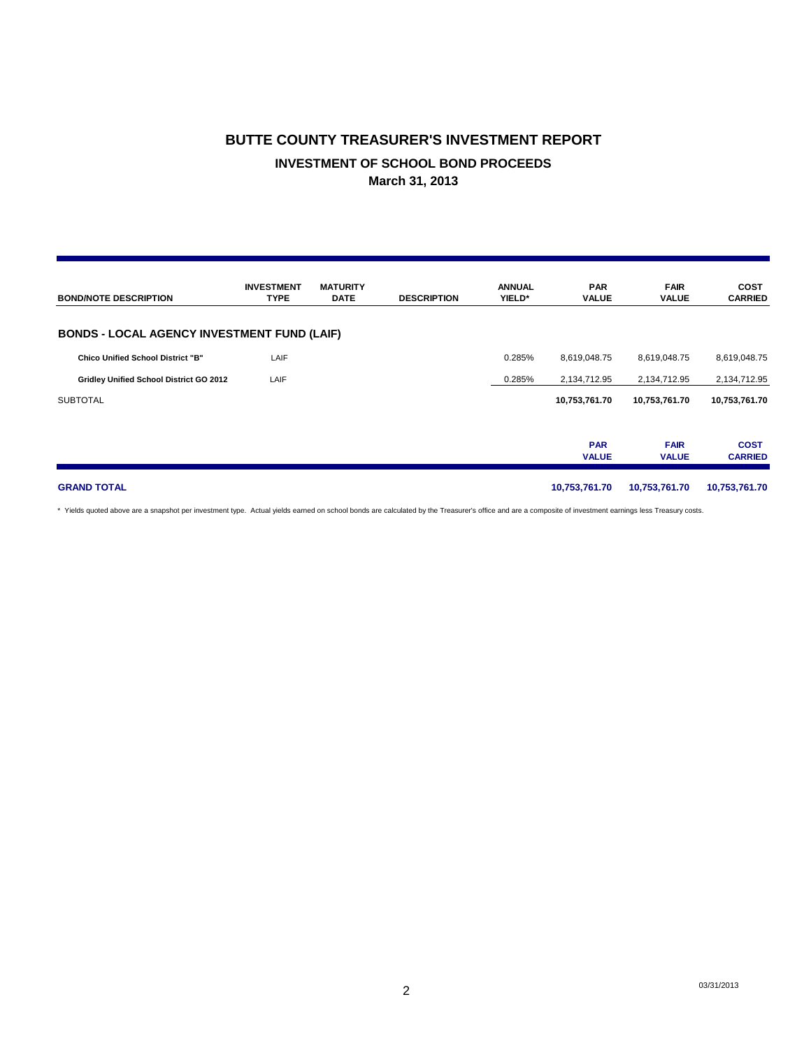# BUTTE COUNTY TREASURER'S INVESTMENT REPORT

## INVESTMENT OF SCHOOL BOND PROCEEDS

### March 31, 2013

| BOND/NOTE DESCRIPTION | INVESTMENT TYPE | MATURITY DATE | DESCRIPTION | ANNUAL YIELD* | PAR VALUE | FAIR VALUE | COST CARRIED |
|---|---|---|---|---|---|---|---|
| **BONDS - LOCAL AGENCY INVESTMENT FUND (LAIF)** | | | | | | | |
| **Chico Unified School District "B"** | LAIF | | | 0.285% | 8,619,048.75 | 8,619,048.75 | 8,619,048.75 |
| **Gridley Unified School District GO 2012** | LAIF | | | 0.285% | 2,134,712.95 | 2,134,712.95 | 2,134,712.95 |
| SUBTOTAL | | | | | **10,753,761.70** | **10,753,761.70** | **10,753,761.70** |

| | PAR VALUE | FAIR VALUE | COST CARRIED |
|---|---|---|---|
| **GRAND TOTAL** | **10,753,761.70** | **10,753,761.70** | **10,753,761.70** |

\* Yields quoted above are a snapshot per investment type. Actual yields earned on school bonds are calculated by the Treasurer's office and are a composite of investment earnings less Treasury costs.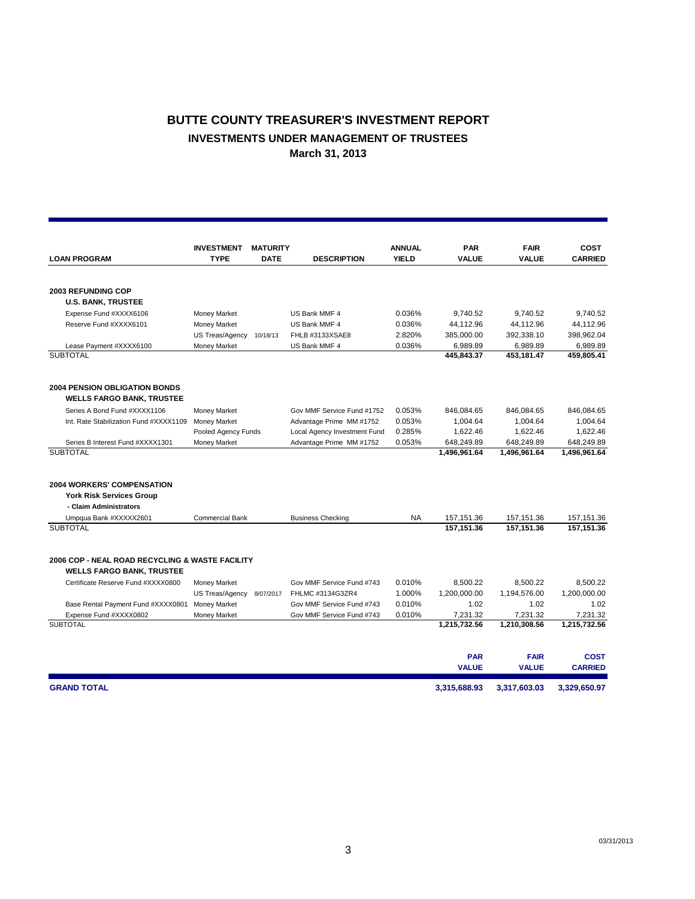# BUTTE COUNTY TREASURER'S INVESTMENT REPORT

## INVESTMENTS UNDER MANAGEMENT OF TRUSTEES

### March 31, 2013

| LOAN PROGRAM | INVESTMENT TYPE | MATURITY DATE | DESCRIPTION | ANNUAL YIELD | PAR VALUE | FAIR VALUE | COST CARRIED |
|---|---|---|---|---|---|---|---|
| **2003 REFUNDING COP** | | | | | | | |
| **U.S. BANK, TRUSTEE** | | | | | | | |
| Expense Fund #XXXX6106 | Money Market | | US Bank MMF 4 | 0.036% | 9,740.52 | 9,740.52 | 9,740.52 |
| Reserve Fund #XXXX6101 | Money Market | | US Bank MMF 4 | 0.036% | 44,112.96 | 44,112.96 | 44,112.96 |
| | US Treas/Agency | 10/18/13 | FHLB #3133XSAE8 | 2.820% | 385,000.00 | 392,338.10 | 398,962.04 |
| Lease Payment #XXXX6100 | Money Market | | US Bank MMF 4 | 0.036% | 6,989.89 | 6,989.89 | 6,989.89 |
| SUBTOTAL | | | | | **445,843.37** | **453,181.47** | **459,805.41** |
| **2004 PENSION OBLIGATION BONDS** | | | | | | | |
| **WELLS FARGO BANK, TRUSTEE** | | | | | | | |
| Series A Bond Fund #XXXX1106 | Money Market | | Gov MMF Service Fund #1752 | 0.053% | 846,084.65 | 846,084.65 | 846,084.65 |
| Int. Rate Stabilization Fund #XXXX1109 | Money Market | | Advantage Prime MM #1752 | 0.053% | 1,004.64 | 1,004.64 | 1,004.64 |
| | Pooled Agency Funds | | Local Agency Investment Fund | 0.285% | 1,622.46 | 1,622.46 | 1,622.46 |
| Series B Interest Fund #XXXX1301 | Money Market | | Advantage Prime MM #1752 | 0.053% | 648,249.89 | 648,249.89 | 648,249.89 |
| SUBTOTAL | | | | | **1,496,961.64** | **1,496,961.64** | **1,496,961.64** |
| **2004 WORKERS' COMPENSATION** | | | | | | | |
| **York Risk Services Group** | | | | | | | |
| **- Claim Administrators** | | | | | | | |
| Umpqua Bank #XXXXX2601 | Commercial Bank | | Business Checking | NA | 157,151.36 | 157,151.36 | 157,151.36 |
| SUBTOTAL | | | | | **157,151.36** | **157,151.36** | **157,151.36** |
| **2006 COP - NEAL ROAD RECYCLING & WASTE FACILITY** | | | | | | | |
| **WELLS FARGO BANK, TRUSTEE** | | | | | | | |
| Certificate Reserve Fund #XXXX0800 | Money Market | | Gov MMF Service Fund #743 | 0.010% | 8,500.22 | 8,500.22 | 8,500.22 |
| | US Treas/Agency | 8/07/2017 | FHLMC #3134G3ZR4 | 1.000% | 1,200,000.00 | 1,194,576.00 | 1,200,000.00 |
| Base Rental Payment Fund #XXXX0801 | Money Market | | Gov MMF Service Fund #743 | 0.010% | 1.02 | 1.02 | 1.02 |
| Expense Fund #XXXX0802 | Money Market | | Gov MMF Service Fund #743 | 0.010% | 7,231.32 | 7,231.32 | 7,231.32 |
| SUBTOTAL | | | | | **1,215,732.56** | **1,210,308.56** | **1,215,732.56** |

| | PAR VALUE | FAIR VALUE | COST CARRIED |
|---|---|---|---|
| **GRAND TOTAL** | **3,315,688.93** | **3,317,603.03** | **3,329,650.97** |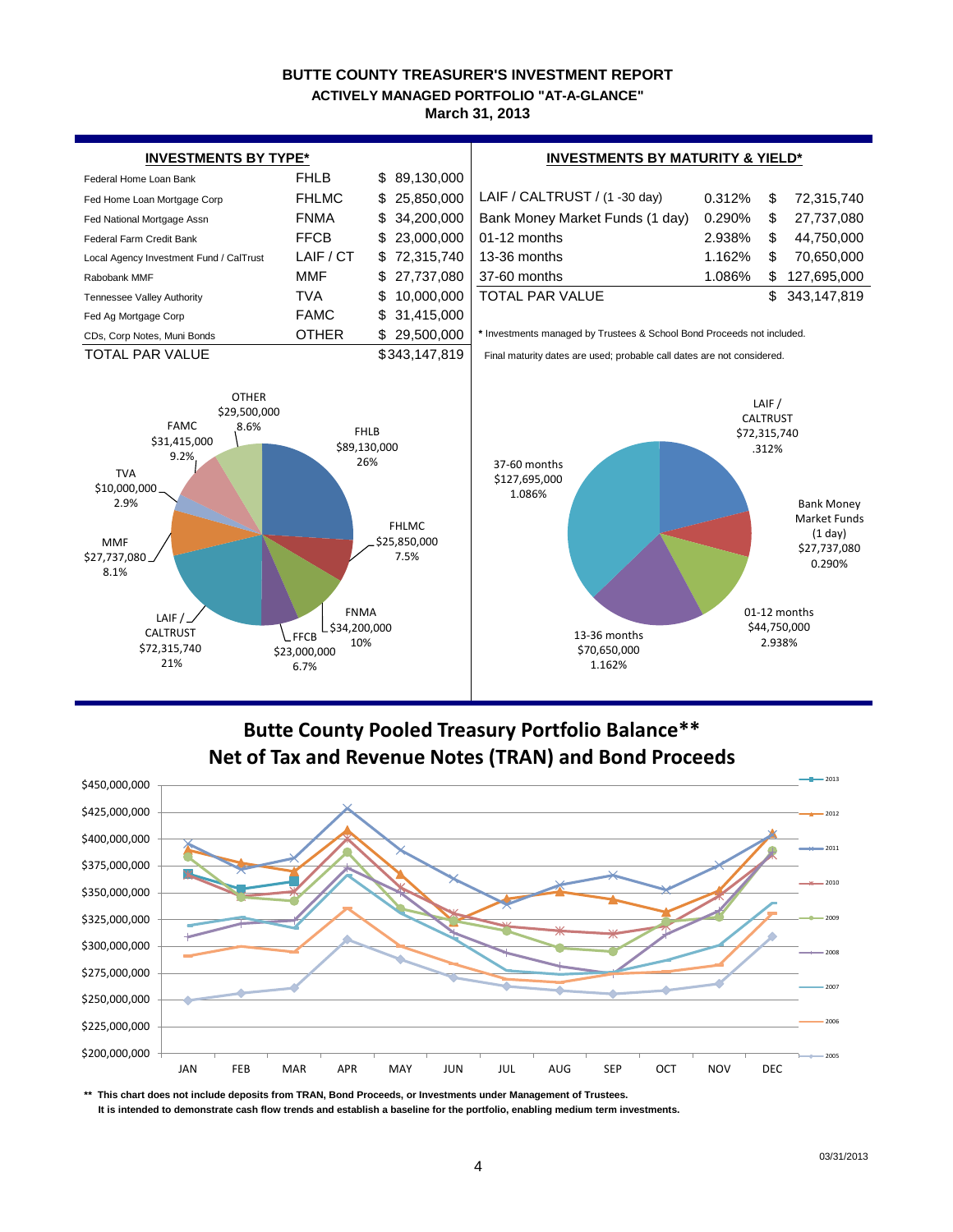# BUTTE COUNTY TREASURER'S INVESTMENT REPORT

## ACTIVELY MANAGED PORTFOLIO "AT-A-GLANCE"

**March 31, 2013**

### INVESTMENTS BY TYPE*

| | | |
|---|---|---|
| Federal Home Loan Bank | FHLB | $ 89,130,000 |
| Fed Home Loan Mortgage Corp | FHLMC | $ 25,850,000 |
| Fed National Mortgage Assn | FNMA | $ 34,200,000 |
| Federal Farm Credit Bank | FFCB | $ 23,000,000 |
| Local Agency Investment Fund / CalTrust | LAIF / CT | $ 72,315,740 |
| Rabobank MMF | MMF | $ 27,737,080 |
| Tennessee Valley Authority | TVA | $ 10,000,000 |
| Fed Ag Mortgage Corp | FAMC | $ 31,415,000 |
| CDs, Corp Notes, Muni Bonds | OTHER | $ 29,500,000 |
| TOTAL PAR VALUE | | $343,147,819 |

### INVESTMENTS BY MATURITY & YIELD*

| | | |
|---|---|---|
| LAIF / CALTRUST / (1 -30 day) | 0.312% | $ 72,315,740 |
| Bank Money Market Funds (1 day) | 0.290% | $ 27,737,080 |
| 01-12 months | 2.938% | $ 44,750,000 |
| 13-36 months | 1.162% | $ 70,650,000 |
| 37-60 months | 1.086% | $ 127,695,000 |
| TOTAL PAR VALUE | | $ 343,147,819 |

\* Investments managed by Trustees & School Bond Proceeds not included.

Final maturity dates are used; probable call dates are not considered.

FHLB $89,130,000 26%; FHLMC $25,850,000 7.5%; FNMA $34,200,000 10%; FFCB $23,000,000 6.7%; LAIF / CALTRUST $72,315,740 21%; MMF $27,737,080 8.1%; TVA $10,000,000 2.9%; FAMC $31,415,000 9.2%; OTHER $29,500,000 8.6%

LAIF / CALTRUST $72,315,740 .312%; Bank Money Market Funds (1 day) $27,737,080 0.290%; 01-12 months $44,750,000 2.938%; 13-36 months $70,650,000 1.162%; 37-60 months $127,695,000 1.086%

## Butte County Pooled Treasury Portfolio Balance**
## Net of Tax and Revenue Notes (TRAN) and Bond Proceeds

(Line chart, $200,000,000 to $450,000,000, JAN–DEC, series 2005–2013)

\*\* This chart does not include deposits from TRAN, Bond Proceeds, or Investments under Management of Trustees.
It is intended to demonstrate cash flow trends and establish a baseline for the portfolio, enabling medium term investments.

03/31/2013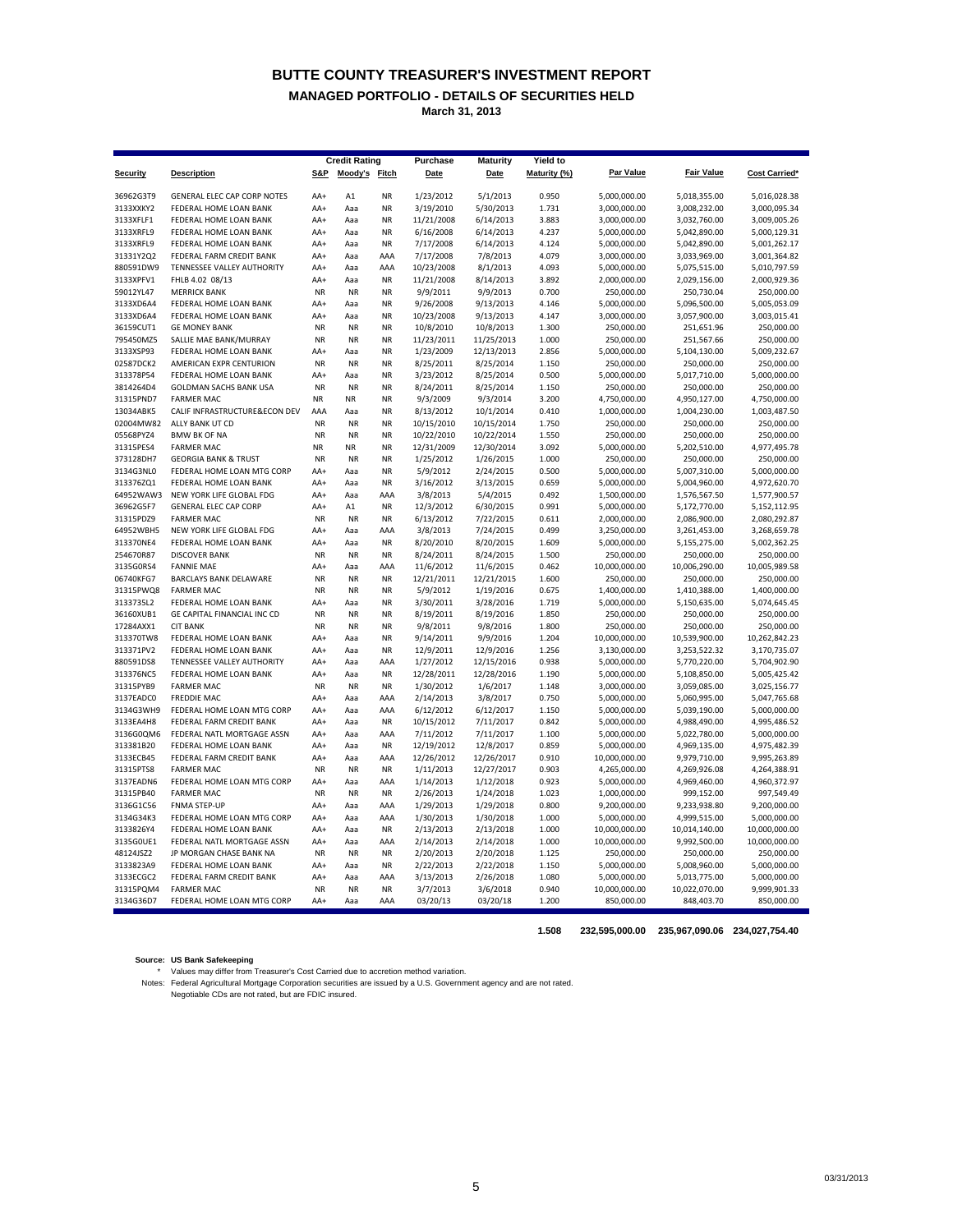# BUTTE COUNTY TREASURER'S INVESTMENT REPORT

## MANAGED PORTFOLIO - DETAILS OF SECURITIES HELD

**March 31, 2013**

| | | Credit Rating | | | Purchase | Maturity | Yield to | | | |
|---|---|---|---|---|---|---|---|---|---|---|
| **Security** | **Description** | **S&P** | **Moody's** | **Fitch** | **Date** | **Date** | **Maturity (%)** | **Par Value** | **Fair Value** | **Cost Carried*** |
| 36962G3T9 | GENERAL ELEC CAP CORP NOTES | AA+ | A1 | NR | 1/23/2012 | 5/1/2013 | 0.950 | 5,000,000.00 | 5,018,355.00 | 5,016,028.38 |
| 3133XXKY2 | FEDERAL HOME LOAN BANK | AA+ | Aaa | NR | 3/19/2010 | 5/30/2013 | 1.731 | 3,000,000.00 | 3,008,232.00 | 3,000,095.34 |
| 3133XFLF1 | FEDERAL HOME LOAN BANK | AA+ | Aaa | NR | 11/21/2008 | 6/14/2013 | 3.883 | 3,000,000.00 | 3,032,760.00 | 3,009,005.26 |
| 3133XRFL9 | FEDERAL HOME LOAN BANK | AA+ | Aaa | NR | 6/16/2008 | 6/14/2013 | 4.237 | 5,000,000.00 | 5,042,890.00 | 5,000,129.31 |
| 3133XRFL9 | FEDERAL HOME LOAN BANK | AA+ | Aaa | NR | 7/17/2008 | 6/14/2013 | 4.124 | 5,000,000.00 | 5,042,890.00 | 5,001,262.17 |
| 31331Y2Q2 | FEDERAL FARM CREDIT BANK | AA+ | Aaa | AAA | 7/17/2008 | 7/8/2013 | 4.079 | 3,000,000.00 | 3,033,969.00 | 3,001,364.82 |
| 880591DW9 | TENNESSEE VALLEY AUTHORITY | AA+ | Aaa | AAA | 10/23/2008 | 8/1/2013 | 4.093 | 5,000,000.00 | 5,075,515.00 | 5,010,797.59 |
| 3133XPFV1 | FHLB 4.02 08/13 | AA+ | Aaa | NR | 11/21/2008 | 8/14/2013 | 3.892 | 2,000,000.00 | 2,029,156.00 | 2,000,929.36 |
| 59012YL47 | MERRICK BANK | NR | NR | NR | 9/9/2011 | 9/9/2013 | 0.700 | 250,000.00 | 250,730.04 | 250,000.00 |
| 3133XD6A4 | FEDERAL HOME LOAN BANK | AA+ | Aaa | NR | 9/26/2008 | 9/13/2013 | 4.146 | 5,000,000.00 | 5,096,500.00 | 5,005,053.09 |
| 3133XD6A4 | FEDERAL HOME LOAN BANK | AA+ | Aaa | NR | 10/23/2008 | 9/13/2013 | 4.147 | 3,000,000.00 | 3,057,900.00 | 3,003,015.41 |
| 36159CUT1 | GE MONEY BANK | NR | NR | NR | 10/8/2010 | 10/8/2013 | 1.300 | 250,000.00 | 251,651.96 | 250,000.00 |
| 795450MZ5 | SALLIE MAE BANK/MURRAY | NR | NR | NR | 11/23/2011 | 11/25/2013 | 1.000 | 250,000.00 | 251,567.66 | 250,000.00 |
| 3133XSP93 | FEDERAL HOME LOAN BANK | AA+ | Aaa | NR | 1/23/2009 | 12/13/2013 | 2.856 | 5,000,000.00 | 5,104,130.00 | 5,009,232.67 |
| 02587DCK2 | AMERICAN EXPR CENTURION | NR | NR | NR | 8/25/2011 | 8/25/2014 | 1.150 | 250,000.00 | 250,000.00 | 250,000.00 |
| 313378P54 | FEDERAL HOME LOAN BANK | AA+ | Aaa | NR | 3/23/2012 | 8/25/2014 | 0.500 | 5,000,000.00 | 5,017,710.00 | 5,000,000.00 |
| 3814264D4 | GOLDMAN SACHS BANK USA | NR | NR | NR | 8/24/2011 | 8/25/2014 | 1.150 | 250,000.00 | 250,000.00 | 250,000.00 |
| 31315PND7 | FARMER MAC | NR | NR | NR | 9/3/2009 | 9/3/2014 | 3.200 | 4,750,000.00 | 4,950,127.00 | 4,750,000.00 |
| 13034ABK5 | CALIF INFRASTRUCTURE&ECON DEV | AAA | Aaa | NR | 8/13/2012 | 10/1/2014 | 0.410 | 1,000,000.00 | 1,004,230.00 | 1,003,487.50 |
| 02004MW82 | ALLY BANK UT CD | NR | NR | NR | 10/15/2010 | 10/15/2014 | 1.750 | 250,000.00 | 250,000.00 | 250,000.00 |
| 05568PYZ4 | BMW BK OF NA | NR | NR | NR | 10/22/2010 | 10/22/2014 | 1.550 | 250,000.00 | 250,000.00 | 250,000.00 |
| 31315PES4 | FARMER MAC | NR | NR | NR | 12/31/2009 | 12/30/2014 | 3.092 | 5,000,000.00 | 5,202,510.00 | 4,977,495.78 |
| 373128DH7 | GEORGIA BANK & TRUST | NR | NR | NR | 1/25/2012 | 1/26/2015 | 1.000 | 250,000.00 | 250,000.00 | 250,000.00 |
| 3134G3NL0 | FEDERAL HOME LOAN MTG CORP | AA+ | Aaa | NR | 5/9/2012 | 2/24/2015 | 0.500 | 5,000,000.00 | 5,007,310.00 | 5,000,000.00 |
| 313376ZQ1 | FEDERAL HOME LOAN BANK | AA+ | Aaa | NR | 3/16/2012 | 3/13/2015 | 0.659 | 5,000,000.00 | 5,004,960.00 | 4,972,620.70 |
| 64952WAW3 | NEW YORK LIFE GLOBAL FDG | AA+ | Aaa | AAA | 3/8/2013 | 5/4/2015 | 0.492 | 1,500,000.00 | 1,576,567.50 | 1,577,900.57 |
| 36962G5F7 | GENERAL ELEC CAP CORP | AA+ | A1 | NR | 12/3/2012 | 6/30/2015 | 0.991 | 5,000,000.00 | 5,172,770.00 | 5,152,112.95 |
| 31315PDZ9 | FARMER MAC | NR | NR | NR | 6/13/2012 | 7/22/2015 | 0.611 | 2,000,000.00 | 2,086,900.00 | 2,080,292.87 |
| 64952WBH5 | NEW YORK LIFE GLOBAL FDG | AA+ | Aaa | AAA | 3/8/2013 | 7/24/2015 | 0.499 | 3,250,000.00 | 3,261,453.00 | 3,268,659.78 |
| 313370NE4 | FEDERAL HOME LOAN BANK | AA+ | Aaa | NR | 8/20/2010 | 8/20/2015 | 1.609 | 5,000,000.00 | 5,155,275.00 | 5,002,362.25 |
| 254670R87 | DISCOVER BANK | NR | NR | NR | 8/24/2011 | 8/24/2015 | 1.500 | 250,000.00 | 250,000.00 | 250,000.00 |
| 3135G0RS4 | FANNIE MAE | AA+ | Aaa | AAA | 11/6/2012 | 11/6/2015 | 0.462 | 10,000,000.00 | 10,006,290.00 | 10,005,989.58 |
| 06740KFG7 | BARCLAYS BANK DELAWARE | NR | NR | NR | 12/21/2011 | 12/21/2015 | 1.600 | 250,000.00 | 250,000.00 | 250,000.00 |
| 31315PWQ8 | FARMER MAC | NR | NR | NR | 5/9/2012 | 1/19/2016 | 0.675 | 1,400,000.00 | 1,410,388.00 | 1,400,000.00 |
| 3133735L2 | FEDERAL HOME LOAN BANK | AA+ | Aaa | NR | 3/30/2011 | 3/28/2016 | 1.719 | 5,000,000.00 | 5,150,635.00 | 5,074,645.45 |
| 36160XUB1 | GE CAPITAL FINANCIAL INC CD | NR | NR | NR | 8/19/2011 | 8/19/2016 | 1.850 | 250,000.00 | 250,000.00 | 250,000.00 |
| 17284AXX1 | CIT BANK | NR | NR | NR | 9/8/2011 | 9/8/2016 | 1.800 | 250,000.00 | 250,000.00 | 250,000.00 |
| 313370TW8 | FEDERAL HOME LOAN BANK | AA+ | Aaa | NR | 9/14/2011 | 9/9/2016 | 1.204 | 10,000,000.00 | 10,539,900.00 | 10,262,842.23 |
| 313371PV2 | FEDERAL HOME LOAN BANK | AA+ | Aaa | NR | 12/9/2011 | 12/9/2016 | 1.256 | 3,130,000.00 | 3,253,522.32 | 3,170,735.07 |
| 880591DS8 | TENNESSEE VALLEY AUTHORITY | AA+ | Aaa | AAA | 1/27/2012 | 12/15/2016 | 0.938 | 5,000,000.00 | 5,770,220.00 | 5,704,902.90 |
| 313376NC5 | FEDERAL HOME LOAN BANK | AA+ | Aaa | NR | 12/28/2011 | 12/28/2016 | 1.190 | 5,000,000.00 | 5,108,850.00 | 5,005,425.42 |
| 31315PYB9 | FARMER MAC | NR | NR | NR | 1/30/2012 | 1/6/2017 | 1.148 | 3,000,000.00 | 3,059,085.00 | 3,025,156.77 |
| 3137EADC0 | FREDDIE MAC | AA+ | Aaa | AAA | 2/14/2013 | 3/8/2017 | 0.750 | 5,000,000.00 | 5,060,995.00 | 5,047,765.68 |
| 3134G3WH9 | FEDERAL HOME LOAN MTG CORP | AA+ | Aaa | AAA | 6/12/2012 | 6/12/2017 | 1.150 | 5,000,000.00 | 5,039,190.00 | 5,000,000.00 |
| 3133EA4H8 | FEDERAL FARM CREDIT BANK | AA+ | Aaa | NR | 10/15/2012 | 7/11/2017 | 0.842 | 5,000,000.00 | 4,988,490.00 | 4,995,486.52 |
| 3136G0QM6 | FEDERAL NATL MORTGAGE ASSN | AA+ | Aaa | AAA | 7/11/2012 | 7/11/2017 | 1.100 | 5,000,000.00 | 5,022,780.00 | 5,000,000.00 |
| 313381B20 | FEDERAL HOME LOAN BANK | AA+ | Aaa | NR | 12/19/2012 | 12/8/2017 | 0.859 | 5,000,000.00 | 4,969,135.00 | 4,975,482.39 |
| 3133ECB45 | FEDERAL FARM CREDIT BANK | AA+ | Aaa | AAA | 12/26/2012 | 12/26/2017 | 0.910 | 10,000,000.00 | 9,979,710.00 | 9,995,263.89 |
| 31315PTS8 | FARMER MAC | NR | NR | NR | 1/11/2013 | 12/27/2017 | 0.903 | 4,265,000.00 | 4,269,926.08 | 4,264,388.91 |
| 3137EADN6 | FEDERAL HOME LOAN MTG CORP | AA+ | Aaa | AAA | 1/14/2013 | 1/12/2018 | 0.923 | 5,000,000.00 | 4,969,460.00 | 4,960,372.97 |
| 31315PB40 | FARMER MAC | NR | NR | NR | 2/26/2013 | 1/24/2018 | 1.023 | 1,000,000.00 | 999,152.00 | 997,549.49 |
| 3136G1C56 | FNMA STEP-UP | AA+ | Aaa | AAA | 1/29/2013 | 1/29/2018 | 0.800 | 9,200,000.00 | 9,233,938.80 | 9,200,000.00 |
| 3134G34K3 | FEDERAL HOME LOAN MTG CORP | AA+ | Aaa | AAA | 1/30/2013 | 1/30/2018 | 1.000 | 5,000,000.00 | 4,999,515.00 | 5,000,000.00 |
| 3133826Y4 | FEDERAL HOME LOAN BANK | AA+ | Aaa | NR | 2/13/2013 | 2/13/2018 | 1.000 | 10,000,000.00 | 10,014,140.00 | 10,000,000.00 |
| 3135G0UE1 | FEDERAL NATL MORTGAGE ASSN | AA+ | Aaa | AAA | 2/14/2013 | 2/14/2018 | 1.000 | 10,000,000.00 | 9,992,500.00 | 10,000,000.00 |
| 48124JSZ2 | JP MORGAN CHASE BANK NA | NR | NR | NR | 2/20/2013 | 2/20/2018 | 1.125 | 250,000.00 | 250,000.00 | 250,000.00 |
| 3133823A9 | FEDERAL HOME LOAN BANK | AA+ | Aaa | NR | 2/22/2013 | 2/22/2018 | 1.150 | 5,000,000.00 | 5,008,960.00 | 5,000,000.00 |
| 3133ECGC2 | FEDERAL FARM CREDIT BANK | AA+ | Aaa | AAA | 3/13/2013 | 2/26/2018 | 1.080 | 5,000,000.00 | 5,013,775.00 | 5,000,000.00 |
| 31315PQM4 | FARMER MAC | NR | NR | NR | 3/7/2013 | 3/6/2018 | 0.940 | 10,000,000.00 | 10,022,070.00 | 9,999,901.33 |
| 3134G36D7 | FEDERAL HOME LOAN MTG CORP | AA+ | Aaa | AAA | 03/20/13 | 03/20/18 | 1.200 | 850,000.00 | 848,403.70 | 850,000.00 |
| | | | | | | | **1.508** | **232,595,000.00** | **235,967,090.06** | **234,027,754.40** |

**Source: US Bank Safekeeping**

\* Values may differ from Treasurer's Cost Carried due to accretion method variation.

Notes: Federal Agricultural Mortgage Corporation securities are issued by a U.S. Government agency and are not rated.

Negotiable CDs are not rated, but are FDIC insured.